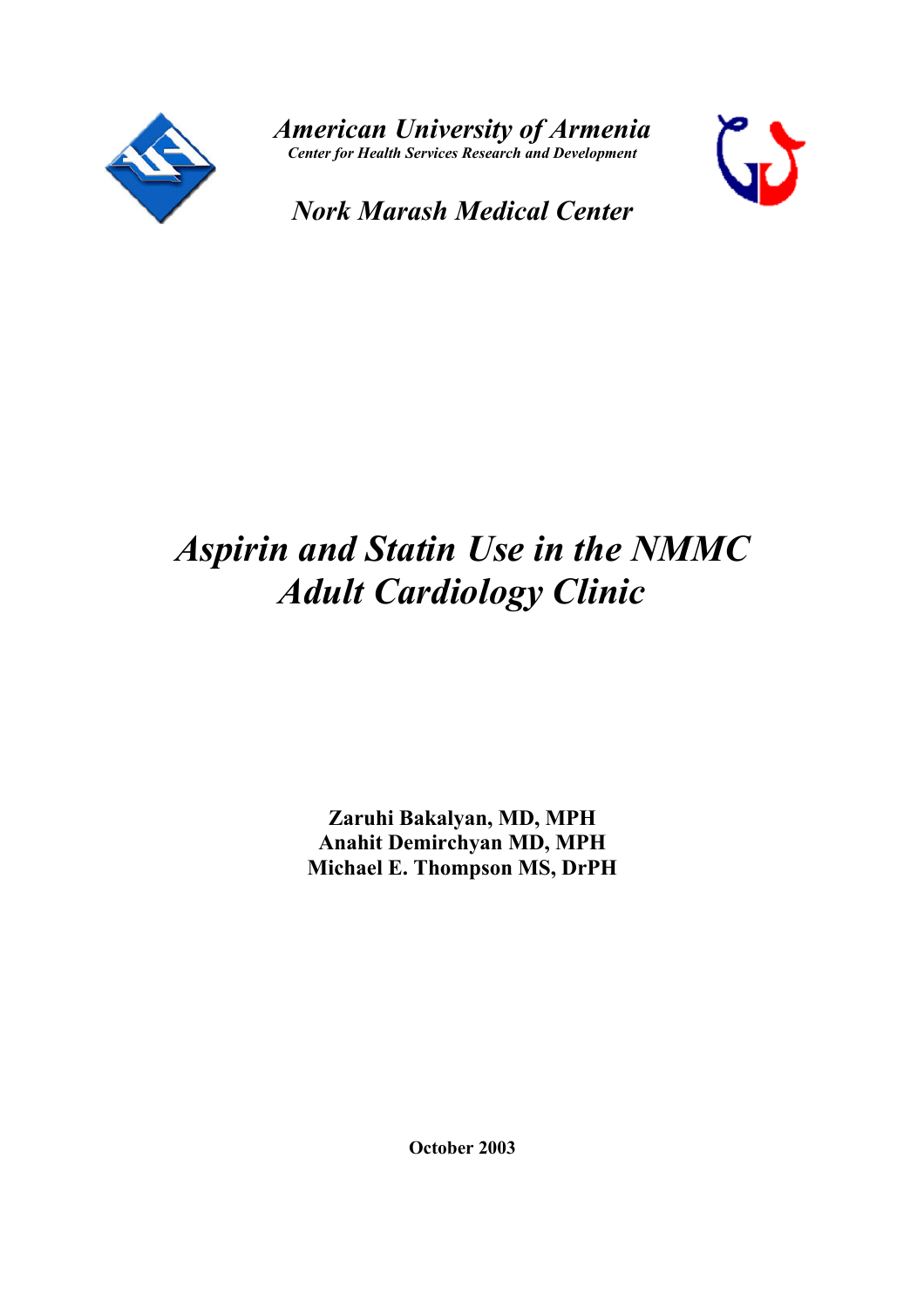*American University of Armenia*

*Center for Health Services Research and Development*

*Nork Marash Medical Center*

# *Aspirin and Statin Use in the NMMC Adult Cardiology Clinic*

**Zaruhi Bakalyan, MD, MPH**
**Anahit Demirchyan MD, MPH**
**Michael E. Thompson MS, DrPH**

**October 2003**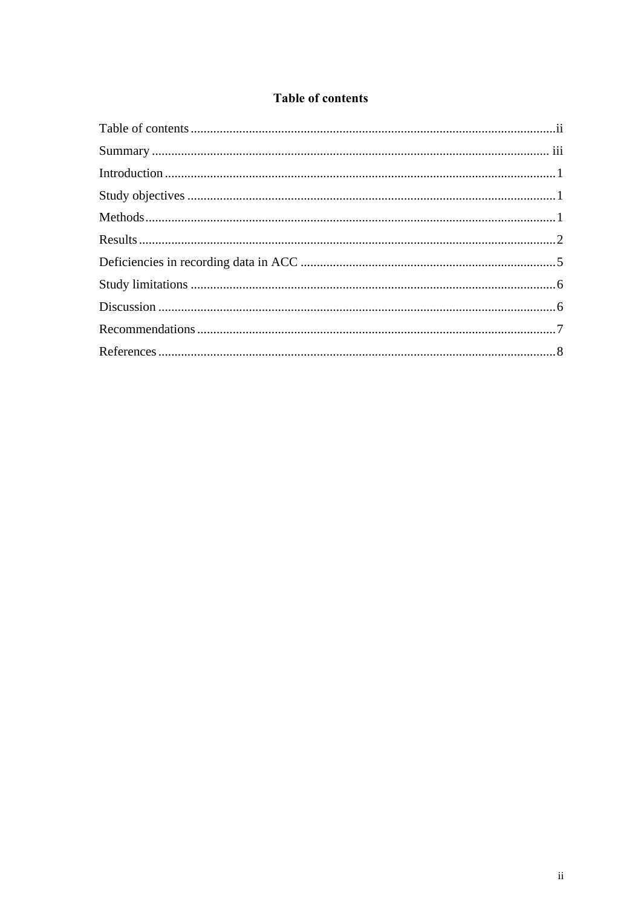# Table of contents

Table of contents ........................................................................................................ii

Summary ..................................................................................................................... iii

Introduction ..................................................................................................................1

Study objectives ............................................................................................................1

Methods ........................................................................................................................1

Results ..........................................................................................................................2

Deficiencies in recording data in ACC .........................................................................5

Study limitations ...........................................................................................................6

Discussion ....................................................................................................................6

Recommendations .........................................................................................................7

References ....................................................................................................................8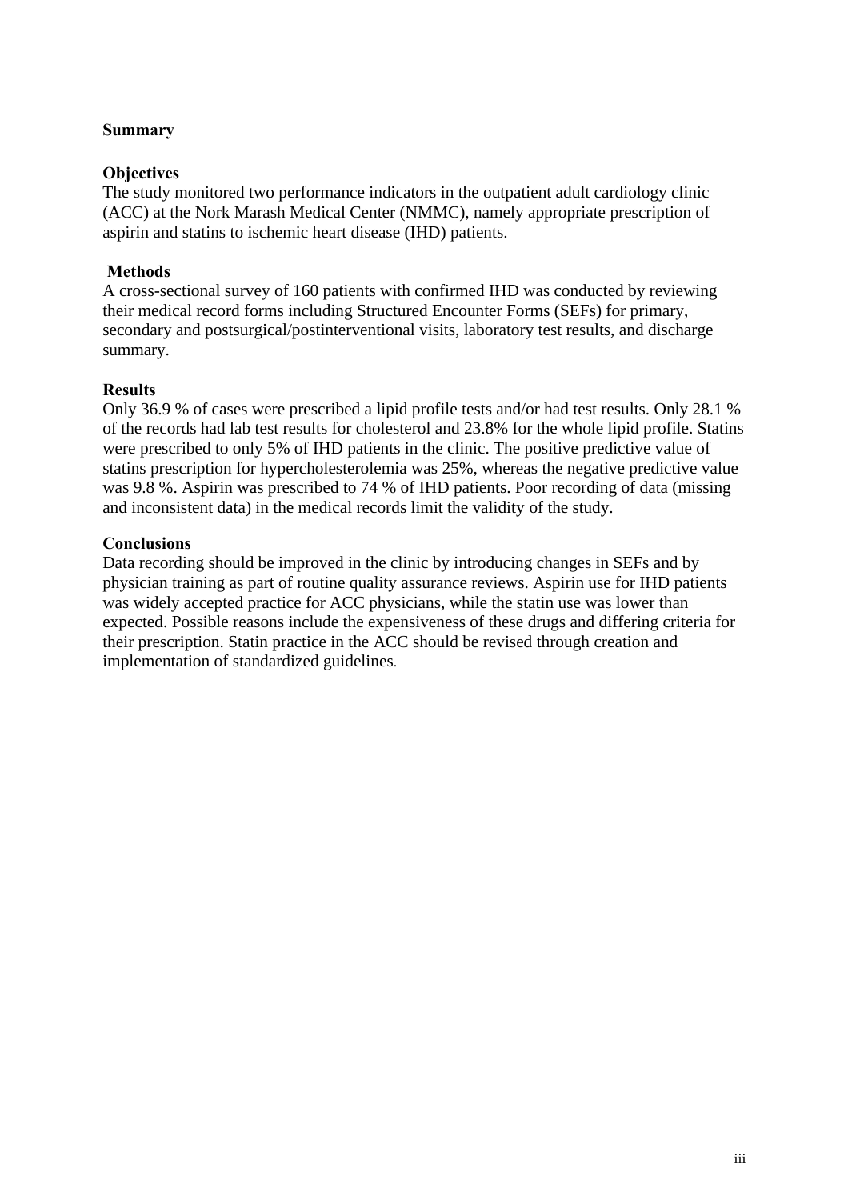## Summary

### Objectives

The study monitored two performance indicators in the outpatient adult cardiology clinic (ACC) at the Nork Marash Medical Center (NMMC), namely appropriate prescription of aspirin and statins to ischemic heart disease (IHD) patients.

### Methods

A cross-sectional survey of 160 patients with confirmed IHD was conducted by reviewing their medical record forms including Structured Encounter Forms (SEFs) for primary, secondary and postsurgical/postinterventional visits, laboratory test results, and discharge summary.

### Results

Only 36.9 % of cases were prescribed a lipid profile tests and/or had test results. Only 28.1 % of the records had lab test results for cholesterol and 23.8% for the whole lipid profile. Statins were prescribed to only 5% of IHD patients in the clinic. The positive predictive value of statins prescription for hypercholesterolemia was 25%, whereas the negative predictive value was 9.8 %. Aspirin was prescribed to 74 % of IHD patients. Poor recording of data (missing and inconsistent data) in the medical records limit the validity of the study.

### Conclusions

Data recording should be improved in the clinic by introducing changes in SEFs and by physician training as part of routine quality assurance reviews. Aspirin use for IHD patients was widely accepted practice for ACC physicians, while the statin use was lower than expected. Possible reasons include the expensiveness of these drugs and differing criteria for their prescription. Statin practice in the ACC should be revised through creation and implementation of standardized guidelines.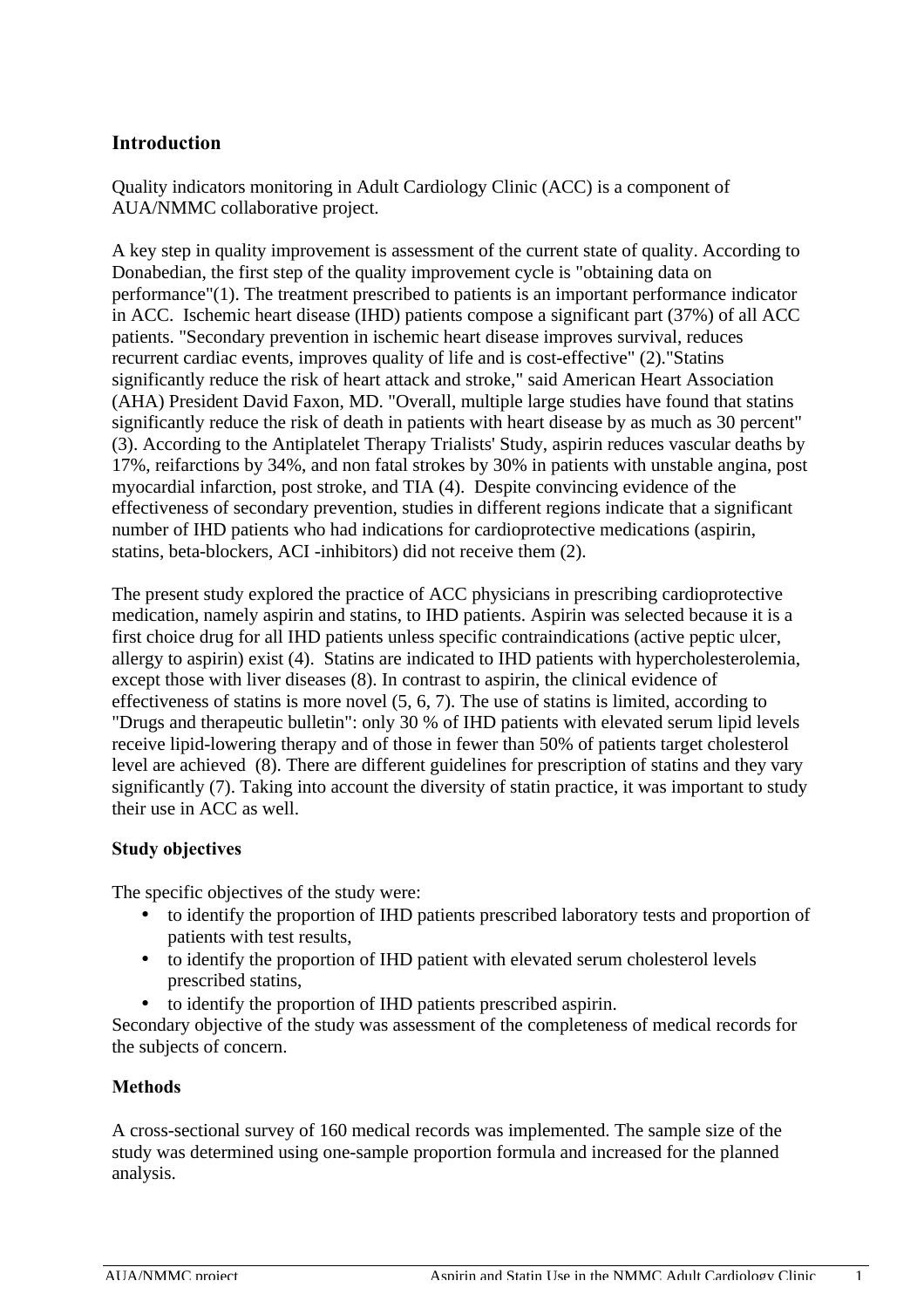## Introduction

Quality indicators monitoring in Adult Cardiology Clinic (ACC) is a component of AUA/NMMC collaborative project.

A key step in quality improvement is assessment of the current state of quality. According to Donabedian, the first step of the quality improvement cycle is "obtaining data on performance"(1). The treatment prescribed to patients is an important performance indicator in ACC. Ischemic heart disease (IHD) patients compose a significant part (37%) of all ACC patients. "Secondary prevention in ischemic heart disease improves survival, reduces recurrent cardiac events, improves quality of life and is cost-effective" (2)."Statins significantly reduce the risk of heart attack and stroke," said American Heart Association (AHA) President David Faxon, MD. "Overall, multiple large studies have found that statins significantly reduce the risk of death in patients with heart disease by as much as 30 percent" (3). According to the Antiplatelet Therapy Trialists' Study, aspirin reduces vascular deaths by 17%, reifarctions by 34%, and non fatal strokes by 30% in patients with unstable angina, post myocardial infarction, post stroke, and TIA (4). Despite convincing evidence of the effectiveness of secondary prevention, studies in different regions indicate that a significant number of IHD patients who had indications for cardioprotective medications (aspirin, statins, beta-blockers, ACI -inhibitors) did not receive them (2).

The present study explored the practice of ACC physicians in prescribing cardioprotective medication, namely aspirin and statins, to IHD patients. Aspirin was selected because it is a first choice drug for all IHD patients unless specific contraindications (active peptic ulcer, allergy to aspirin) exist (4). Statins are indicated to IHD patients with hypercholesterolemia, except those with liver diseases (8). In contrast to aspirin, the clinical evidence of effectiveness of statins is more novel (5, 6, 7). The use of statins is limited, according to "Drugs and therapeutic bulletin": only 30 % of IHD patients with elevated serum lipid levels receive lipid-lowering therapy and of those in fewer than 50% of patients target cholesterol level are achieved (8). There are different guidelines for prescription of statins and they vary significantly (7). Taking into account the diversity of statin practice, it was important to study their use in ACC as well.

### Study objectives

The specific objectives of the study were:

- to identify the proportion of IHD patients prescribed laboratory tests and proportion of patients with test results,
- to identify the proportion of IHD patient with elevated serum cholesterol levels prescribed statins,
- to identify the proportion of IHD patients prescribed aspirin.

Secondary objective of the study was assessment of the completeness of medical records for the subjects of concern.

## Methods

A cross-sectional survey of 160 medical records was implemented. The sample size of the study was determined using one-sample proportion formula and increased for the planned analysis.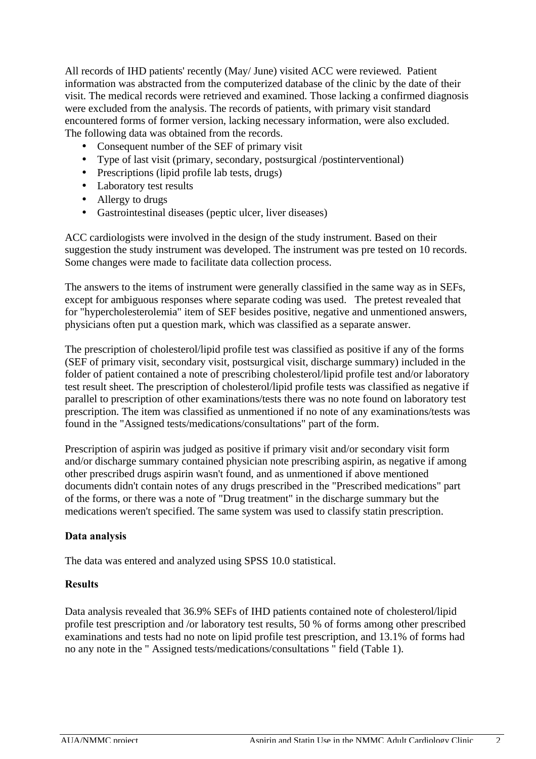All records of IHD patients' recently (May/ June) visited ACC were reviewed. Patient information was abstracted from the computerized database of the clinic by the date of their visit. The medical records were retrieved and examined. Those lacking a confirmed diagnosis were excluded from the analysis. The records of patients, with primary visit standard encountered forms of former version, lacking necessary information, were also excluded. The following data was obtained from the records.

- Consequent number of the SEF of primary visit
- Type of last visit (primary, secondary, postsurgical /postinterventional)
- Prescriptions (lipid profile lab tests, drugs)
- Laboratory test results
- Allergy to drugs
- Gastrointestinal diseases (peptic ulcer, liver diseases)

ACC cardiologists were involved in the design of the study instrument. Based on their suggestion the study instrument was developed. The instrument was pre tested on 10 records. Some changes were made to facilitate data collection process.

The answers to the items of instrument were generally classified in the same way as in SEFs, except for ambiguous responses where separate coding was used. The pretest revealed that for "hypercholesterolemia" item of SEF besides positive, negative and unmentioned answers, physicians often put a question mark, which was classified as a separate answer.

The prescription of cholesterol/lipid profile test was classified as positive if any of the forms (SEF of primary visit, secondary visit, postsurgical visit, discharge summary) included in the folder of patient contained a note of prescribing cholesterol/lipid profile test and/or laboratory test result sheet. The prescription of cholesterol/lipid profile tests was classified as negative if parallel to prescription of other examinations/tests there was no note found on laboratory test prescription. The item was classified as unmentioned if no note of any examinations/tests was found in the "Assigned tests/medications/consultations" part of the form.

Prescription of aspirin was judged as positive if primary visit and/or secondary visit form and/or discharge summary contained physician note prescribing aspirin, as negative if among other prescribed drugs aspirin wasn't found, and as unmentioned if above mentioned documents didn't contain notes of any drugs prescribed in the "Prescribed medications" part of the forms, or there was a note of "Drug treatment" in the discharge summary but the medications weren't specified. The same system was used to classify statin prescription.

**Data analysis**

The data was entered and analyzed using SPSS 10.0 statistical.

**Results**

Data analysis revealed that 36.9% SEFs of IHD patients contained note of cholesterol/lipid profile test prescription and /or laboratory test results, 50 % of forms among other prescribed examinations and tests had no note on lipid profile test prescription, and 13.1% of forms had no any note in the " Assigned tests/medications/consultations " field (Table 1).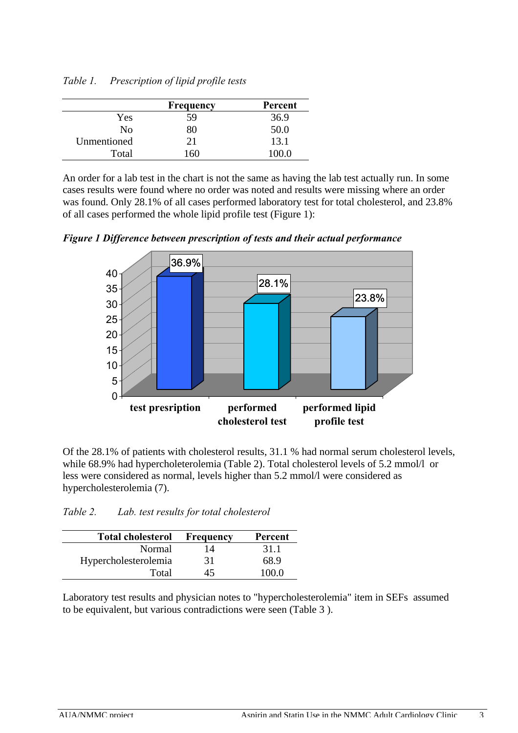*Table 1. Prescription of lipid profile tests*

| | Frequency | Percent |
|---|---|---|
| Yes | 59 | 36.9 |
| No | 80 | 50.0 |
| Unmentioned | 21 | 13.1 |
| Total | 160 | 100.0 |

An order for a lab test in the chart is not the same as having the lab test actually run. In some cases results were found where no order was noted and results were missing where an order was found. Only 28.1% of all cases performed laboratory test for total cholesterol, and 23.8% of all cases performed the whole lipid profile test (Figure 1):

***Figure 1 Difference between prescription of tests and their actual performance***

| | Percent |
|---|---|
| test presription | 36.9% |
| performed cholesterol test | 28.1% |
| performed lipid profile test | 23.8% |

Of the 28.1% of patients with cholesterol results, 31.1 % had normal serum cholesterol levels, while 68.9% had hypercholeterolemia (Table 2). Total cholesterol levels of 5.2 mmol/l or less were considered as normal, levels higher than 5.2 mmol/l were considered as hypercholesterolemia (7).

*Table 2. Lab. test results for total cholesterol*

| Total cholesterol | Frequency | Percent |
|---|---|---|
| Normal | 14 | 31.1 |
| Hypercholesterolemia | 31 | 68.9 |
| Total | 45 | 100.0 |

Laboratory test results and physician notes to "hypercholesterolemia" item in SEFs assumed to be equivalent, but various contradictions were seen (Table 3 ).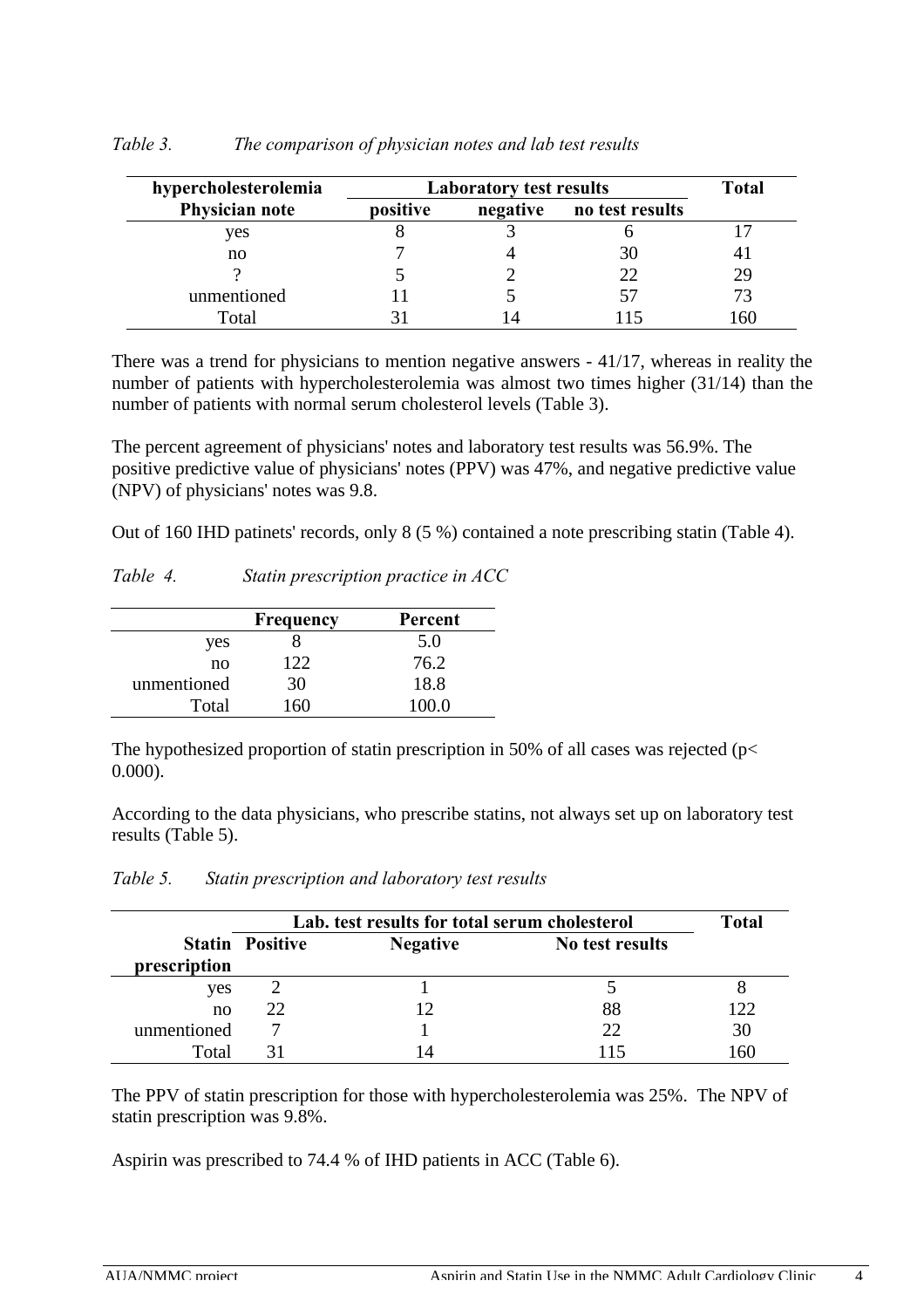*Table 3. The comparison of physician notes and lab test results*

| hypercholesterolemia | Laboratory test results | | | Total |
|---|---|---|---|---|
| Physician note | positive | negative | no test results | |
| yes | 8 | 3 | 6 | 17 |
| no | 7 | 4 | 30 | 41 |
| ? | 5 | 2 | 22 | 29 |
| unmentioned | 11 | 5 | 57 | 73 |
| Total | 31 | 14 | 115 | 160 |

There was a trend for physicians to mention negative answers - 41/17, whereas in reality the number of patients with hypercholesterolemia was almost two times higher (31/14) than the number of patients with normal serum cholesterol levels (Table 3).

The percent agreement of physicians' notes and laboratory test results was 56.9%. The positive predictive value of physicians' notes (PPV) was 47%, and negative predictive value (NPV) of physicians' notes was 9.8.

Out of 160 IHD patinets' records, only 8 (5 %) contained a note prescribing statin (Table 4).

*Table 4. Statin prescription practice in ACC*

| | Frequency | Percent |
|---|---|---|
| yes | 8 | 5.0 |
| no | 122 | 76.2 |
| unmentioned | 30 | 18.8 |
| Total | 160 | 100.0 |

The hypothesized proportion of statin prescription in 50% of all cases was rejected ($p < 0.000$).

According to the data physicians, who prescribe statins, not always set up on laboratory test results (Table 5).

*Table 5. Statin prescription and laboratory test results*

| | Lab. test results for total serum cholesterol | | | Total |
|---|---|---|---|---|
| Statin prescription | Positive | Negative | No test results | |
| yes | 2 | 1 | 5 | 8 |
| no | 22 | 12 | 88 | 122 |
| unmentioned | 7 | 1 | 22 | 30 |
| Total | 31 | 14 | 115 | 160 |

The PPV of statin prescription for those with hypercholesterolemia was 25%. The NPV of statin prescription was 9.8%.

Aspirin was prescribed to 74.4 % of IHD patients in ACC (Table 6).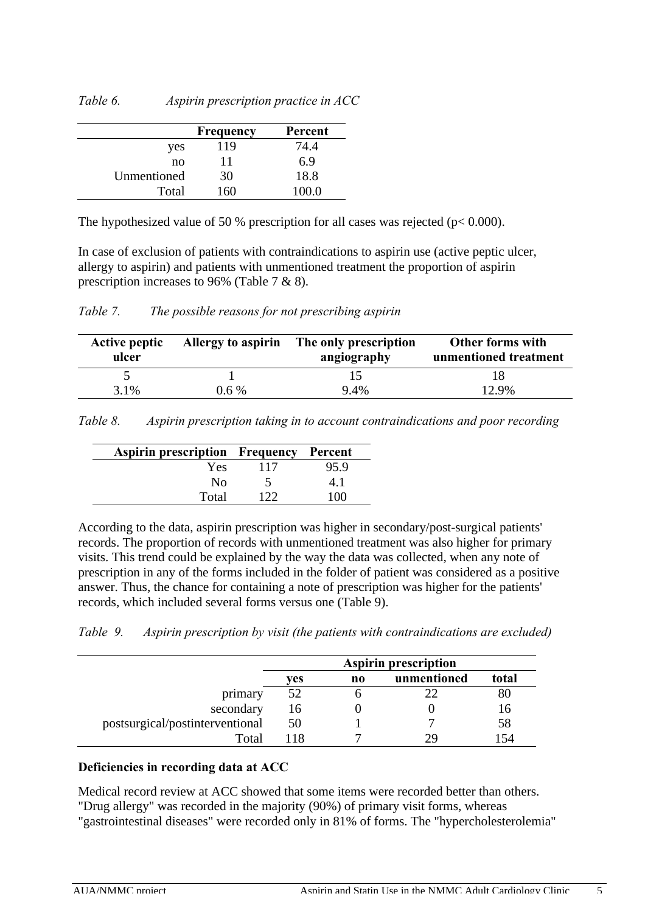*Table 6. Aspirin prescription practice in ACC*

| | Frequency | Percent |
|---|---|---|
| yes | 119 | 74.4 |
| no | 11 | 6.9 |
| Unmentioned | 30 | 18.8 |
| Total | 160 | 100.0 |

The hypothesized value of 50 % prescription for all cases was rejected ($p < 0.000$).

In case of exclusion of patients with contraindications to aspirin use (active peptic ulcer, allergy to aspirin) and patients with unmentioned treatment the proportion of aspirin prescription increases to 96% (Table 7 & 8).

*Table 7. The possible reasons for not prescribing aspirin*

| Active peptic ulcer | Allergy to aspirin | The only prescription angiography | Other forms with unmentioned treatment |
|---|---|---|---|
| 5 | 1 | 15 | 18 |
| 3.1% | 0.6 % | 9.4% | 12.9% |

*Table 8. Aspirin prescription taking in to account contraindications and poor recording*

| Aspirin prescription | Frequency | Percent |
|---|---|---|
| Yes | 117 | 95.9 |
| No | 5 | 4.1 |
| Total | 122 | 100 |

According to the data, aspirin prescription was higher in secondary/post-surgical patients' records. The proportion of records with unmentioned treatment was also higher for primary visits. This trend could be explained by the way the data was collected, when any note of prescription in any of the forms included in the folder of patient was considered as a positive answer. Thus, the chance for containing a note of prescription was higher for the patients' records, which included several forms versus one (Table 9).

*Table 9. Aspirin prescription by visit (the patients with contraindications are excluded)*

| | Aspirin prescription | | | |
|---|---|---|---|---|
| | yes | no | unmentioned | total |
| primary | 52 | 6 | 22 | 80 |
| secondary | 16 | 0 | 0 | 16 |
| postsurgical/postinterventional | 50 | 1 | 7 | 58 |
| Total | 118 | 7 | 29 | 154 |

**Deficiencies in recording data at ACC**

Medical record review at ACC showed that some items were recorded better than others. "Drug allergy" was recorded in the majority (90%) of primary visit forms, whereas "gastrointestinal diseases" were recorded only in 81% of forms. The "hypercholesterolemia"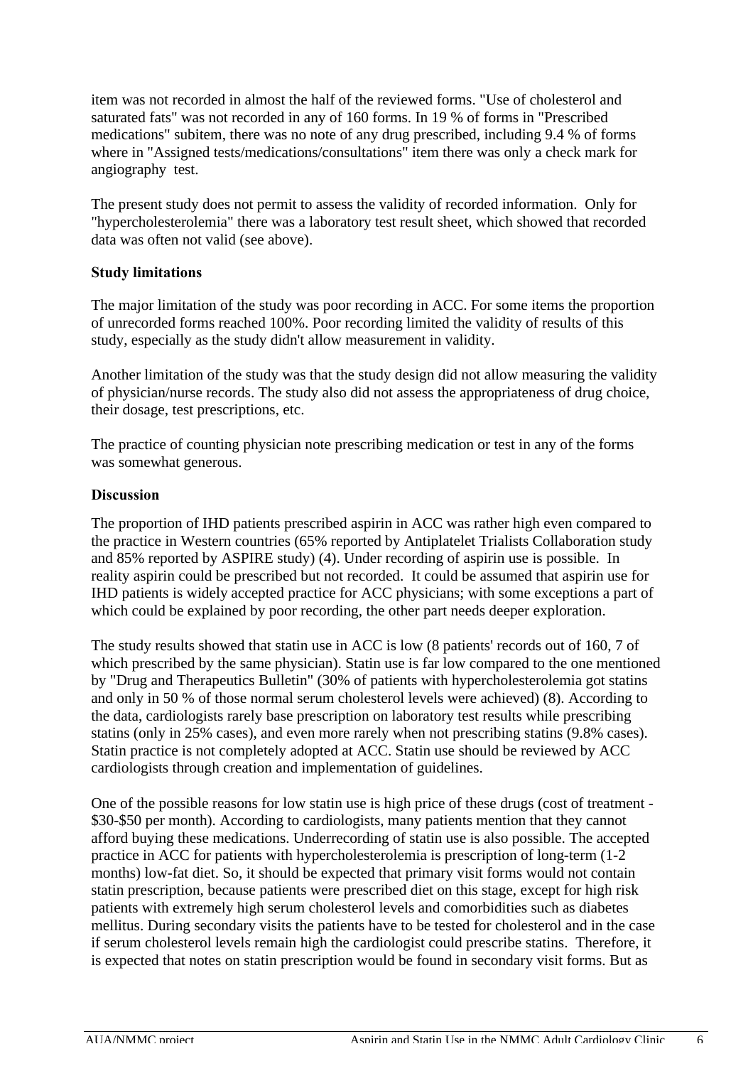item was not recorded in almost the half of the reviewed forms. "Use of cholesterol and saturated fats" was not recorded in any of 160 forms. In 19 % of forms in "Prescribed medications" subitem, there was no note of any drug prescribed, including 9.4 % of forms where in "Assigned tests/medications/consultations" item there was only a check mark for angiography test.

The present study does not permit to assess the validity of recorded information. Only for "hypercholesterolemia" there was a laboratory test result sheet, which showed that recorded data was often not valid (see above).

**Study limitations**

The major limitation of the study was poor recording in ACC. For some items the proportion of unrecorded forms reached 100%. Poor recording limited the validity of results of this study, especially as the study didn't allow measurement in validity.

Another limitation of the study was that the study design did not allow measuring the validity of physician/nurse records. The study also did not assess the appropriateness of drug choice, their dosage, test prescriptions, etc.

The practice of counting physician note prescribing medication or test in any of the forms was somewhat generous.

**Discussion**

The proportion of IHD patients prescribed aspirin in ACC was rather high even compared to the practice in Western countries (65% reported by Antiplatelet Trialists Collaboration study and 85% reported by ASPIRE study) (4). Under recording of aspirin use is possible. In reality aspirin could be prescribed but not recorded. It could be assumed that aspirin use for IHD patients is widely accepted practice for ACC physicians; with some exceptions a part of which could be explained by poor recording, the other part needs deeper exploration.

The study results showed that statin use in ACC is low (8 patients' records out of 160, 7 of which prescribed by the same physician). Statin use is far low compared to the one mentioned by "Drug and Therapeutics Bulletin" (30% of patients with hypercholesterolemia got statins and only in 50 % of those normal serum cholesterol levels were achieved) (8). According to the data, cardiologists rarely base prescription on laboratory test results while prescribing statins (only in 25% cases), and even more rarely when not prescribing statins (9.8% cases). Statin practice is not completely adopted at ACC. Statin use should be reviewed by ACC cardiologists through creation and implementation of guidelines.

One of the possible reasons for low statin use is high price of these drugs (cost of treatment - \$30-\$50 per month). According to cardiologists, many patients mention that they cannot afford buying these medications. Underrecording of statin use is also possible. The accepted practice in ACC for patients with hypercholesterolemia is prescription of long-term (1-2 months) low-fat diet. So, it should be expected that primary visit forms would not contain statin prescription, because patients were prescribed diet on this stage, except for high risk patients with extremely high serum cholesterol levels and comorbidities such as diabetes mellitus. During secondary visits the patients have to be tested for cholesterol and in the case if serum cholesterol levels remain high the cardiologist could prescribe statins. Therefore, it is expected that notes on statin prescription would be found in secondary visit forms. But as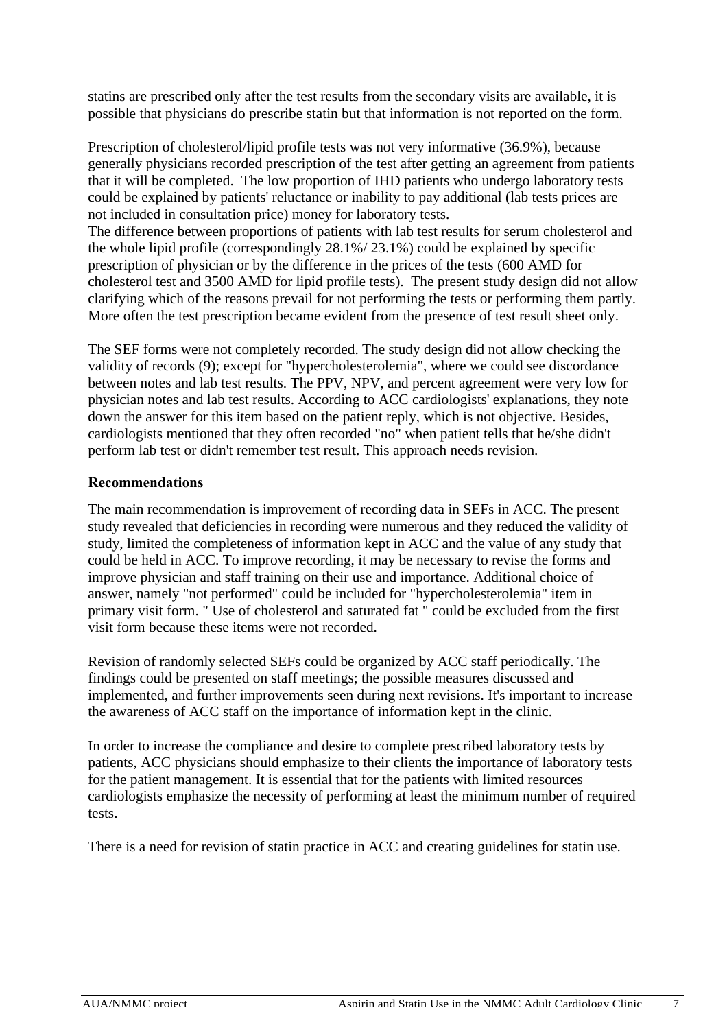statins are prescribed only after the test results from the secondary visits are available, it is possible that physicians do prescribe statin but that information is not reported on the form.

Prescription of cholesterol/lipid profile tests was not very informative (36.9%), because generally physicians recorded prescription of the test after getting an agreement from patients that it will be completed. The low proportion of IHD patients who undergo laboratory tests could be explained by patients' reluctance or inability to pay additional (lab tests prices are not included in consultation price) money for laboratory tests.
The difference between proportions of patients with lab test results for serum cholesterol and the whole lipid profile (correspondingly 28.1%/ 23.1%) could be explained by specific prescription of physician or by the difference in the prices of the tests (600 AMD for cholesterol test and 3500 AMD for lipid profile tests). The present study design did not allow clarifying which of the reasons prevail for not performing the tests or performing them partly. More often the test prescription became evident from the presence of test result sheet only.

The SEF forms were not completely recorded. The study design did not allow checking the validity of records (9); except for "hypercholesterolemia", where we could see discordance between notes and lab test results. The PPV, NPV, and percent agreement were very low for physician notes and lab test results. According to ACC cardiologists' explanations, they note down the answer for this item based on the patient reply, which is not objective. Besides, cardiologists mentioned that they often recorded "no" when patient tells that he/she didn't perform lab test or didn't remember test result. This approach needs revision.

### Recommendations

The main recommendation is improvement of recording data in SEFs in ACC. The present study revealed that deficiencies in recording were numerous and they reduced the validity of study, limited the completeness of information kept in ACC and the value of any study that could be held in ACC. To improve recording, it may be necessary to revise the forms and improve physician and staff training on their use and importance. Additional choice of answer, namely "not performed" could be included for "hypercholesterolemia" item in primary visit form. " Use of cholesterol and saturated fat " could be excluded from the first visit form because these items were not recorded.

Revision of randomly selected SEFs could be organized by ACC staff periodically. The findings could be presented on staff meetings; the possible measures discussed and implemented, and further improvements seen during next revisions. It's important to increase the awareness of ACC staff on the importance of information kept in the clinic.

In order to increase the compliance and desire to complete prescribed laboratory tests by patients, ACC physicians should emphasize to their clients the importance of laboratory tests for the patient management. It is essential that for the patients with limited resources cardiologists emphasize the necessity of performing at least the minimum number of required tests.

There is a need for revision of statin practice in ACC and creating guidelines for statin use.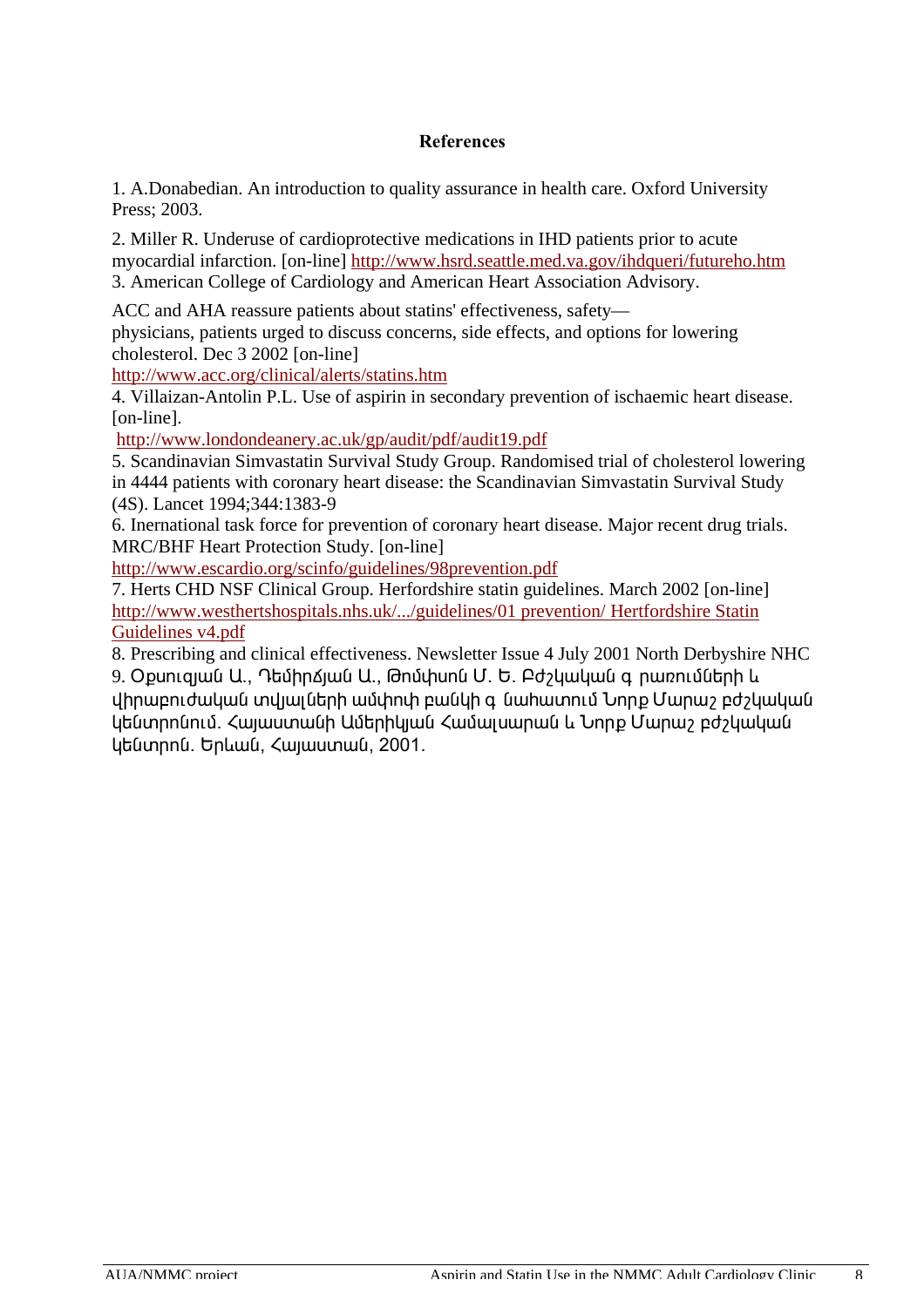**References**

1. A.Donabedian. An introduction to quality assurance in health care. Oxford University Press; 2003.

2. Miller R. Underuse of cardioprotective medications in IHD patients prior to acute myocardial infarction. [on-line] http://www.hsrd.seattle.med.va.gov/ihdqueri/futureho.htm

3. American College of Cardiology and American Heart Association Advisory.

ACC and AHA reassure patients about statins' effectiveness, safety—
physicians, patients urged to discuss concerns, side effects, and options for lowering cholesterol. Dec 3 2002 [on-line]
http://www.acc.org/clinical/alerts/statins.htm

4. Villaizan-Antolin P.L. Use of aspirin in secondary prevention of ischaemic heart disease. [on-line].
http://www.londondeanery.ac.uk/gp/audit/pdf/audit19.pdf

5. Scandinavian Simvastatin Survival Study Group. Randomised trial of cholesterol lowering in 4444 patients with coronary heart disease: the Scandinavian Simvastatin Survival Study (4S). Lancet 1994;344:1383-9

6. Inernational task force for prevention of coronary heart disease. Major recent drug trials. MRC/BHF Heart Protection Study. [on-line]
http://www.escardio.org/scinfo/guidelines/98prevention.pdf

7. Herts CHD NSF Clinical Group. Herfordshire statin guidelines. March 2002 [on-line]
http://www.westhertshospitals.nhs.uk/.../guidelines/01 prevention/ Hertfordshire Statin Guidelines v4.pdf

8. Prescribing and clinical effectiveness. Newsletter Issue 4 July 2001 North Derbyshire NHC

9. Օքսուզյան Ա., Դեմիրճյան Ա., Թոմփսոն Մ. Ե. Բժշկական գ րառումների և վիրաբուժական տվյալների ամփոփ բանկի գ նահատում Նորք Մարաշ բժշկական կենտրոնում. Հայաստանի Ամերիկյան Համալսարան և Նորք Մարաշ բժշկական կենտրոն. Երևան, Հայաստան, 2001.